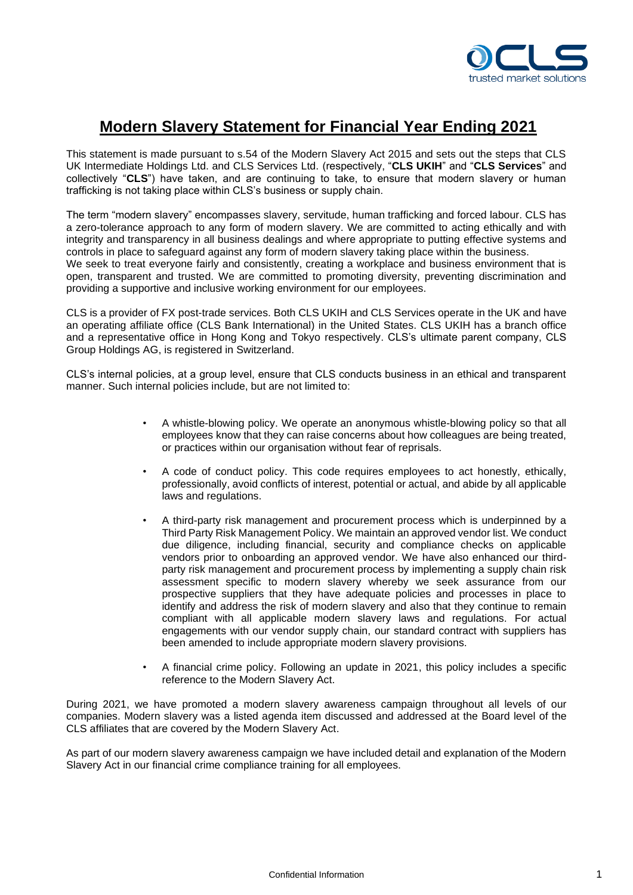# Modern Slavery Statement for Financial Year Ending 2021

This statement is made pursuant to s.54 of the Modern Slavery Act 2015 and sets out the steps that CLS UK Intermediate Holdings Ltd. and CLS Services Ltd. (respectively, "**CLS UKIH**" and "**CLS Services**" and collectively "**CLS**") have taken, and are continuing to take, to ensure that modern slavery or human trafficking is not taking place within CLS's business or supply chain.

The term "modern slavery" encompasses slavery, servitude, human trafficking and forced labour. CLS has a zero-tolerance approach to any form of modern slavery. We are committed to acting ethically and with integrity and transparency in all business dealings and where appropriate to putting effective systems and controls in place to safeguard against any form of modern slavery taking place within the business.
We seek to treat everyone fairly and consistently, creating a workplace and business environment that is open, transparent and trusted. We are committed to promoting diversity, preventing discrimination and providing a supportive and inclusive working environment for our employees.

CLS is a provider of FX post-trade services. Both CLS UKIH and CLS Services operate in the UK and have an operating affiliate office (CLS Bank International) in the United States. CLS UKIH has a branch office and a representative office in Hong Kong and Tokyo respectively. CLS's ultimate parent company, CLS Group Holdings AG, is registered in Switzerland.

CLS's internal policies, at a group level, ensure that CLS conducts business in an ethical and transparent manner. Such internal policies include, but are not limited to:

- A whistle-blowing policy. We operate an anonymous whistle-blowing policy so that all employees know that they can raise concerns about how colleagues are being treated, or practices within our organisation without fear of reprisals.
- A code of conduct policy. This code requires employees to act honestly, ethically, professionally, avoid conflicts of interest, potential or actual, and abide by all applicable laws and regulations.
- A third-party risk management and procurement process which is underpinned by a Third Party Risk Management Policy. We maintain an approved vendor list. We conduct due diligence, including financial, security and compliance checks on applicable vendors prior to onboarding an approved vendor. We have also enhanced our third-party risk management and procurement process by implementing a supply chain risk assessment specific to modern slavery whereby we seek assurance from our prospective suppliers that they have adequate policies and processes in place to identify and address the risk of modern slavery and also that they continue to remain compliant with all applicable modern slavery laws and regulations. For actual engagements with our vendor supply chain, our standard contract with suppliers has been amended to include appropriate modern slavery provisions.
- A financial crime policy. Following an update in 2021, this policy includes a specific reference to the Modern Slavery Act.

During 2021, we have promoted a modern slavery awareness campaign throughout all levels of our companies. Modern slavery was a listed agenda item discussed and addressed at the Board level of the CLS affiliates that are covered by the Modern Slavery Act.

As part of our modern slavery awareness campaign we have included detail and explanation of the Modern Slavery Act in our financial crime compliance training for all employees.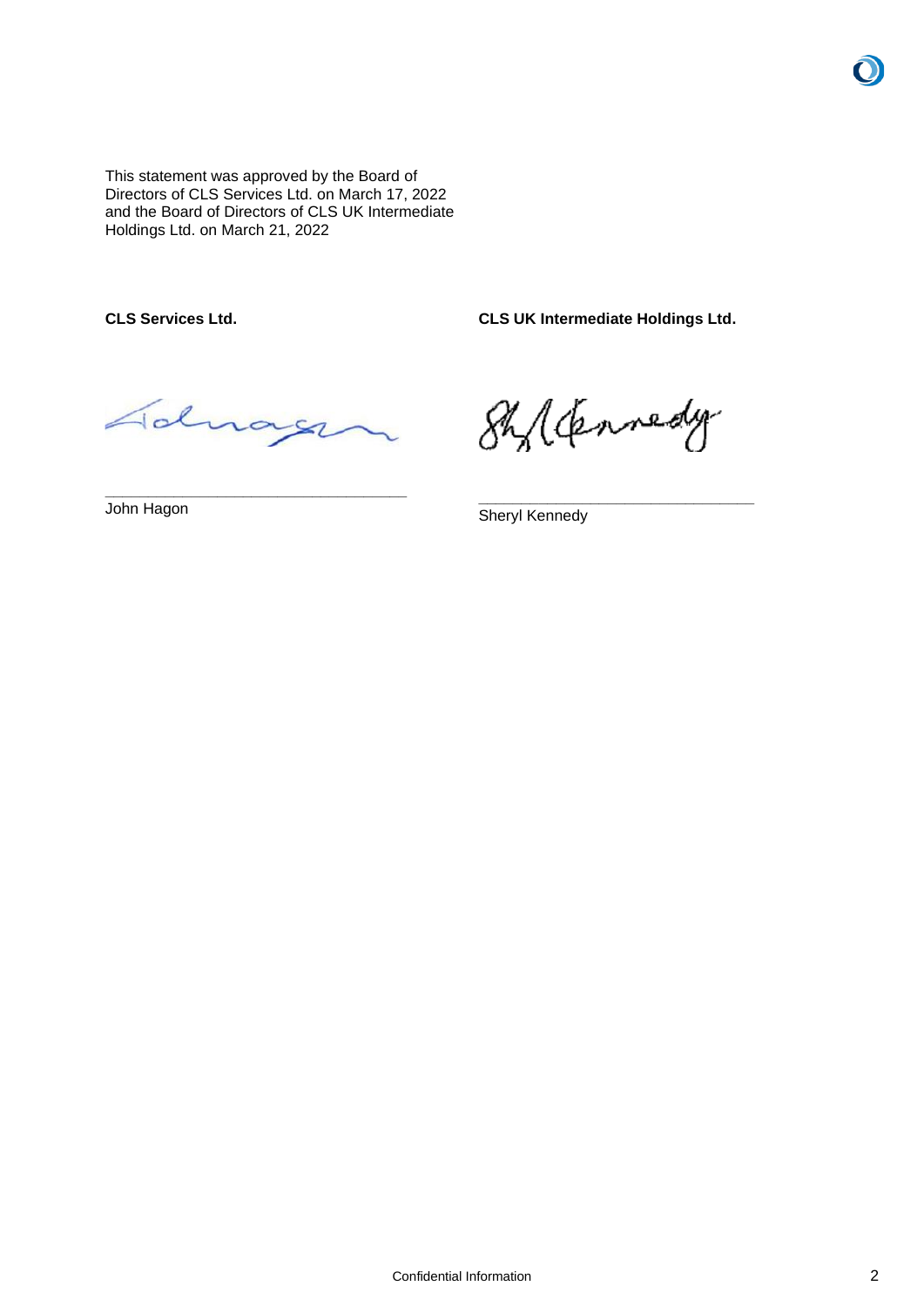This statement was approved by the Board of Directors of CLS Services Ltd. on March 17, 2022 and the Board of Directors of CLS UK Intermediate Holdings Ltd. on March 21, 2022

**CLS Services Ltd.**

\_\_\_\_\_\_\_\_\_\_\_\_\_\_\_\_\_\_\_\_\_\_\_\_\_\_\_\_\_\_\_\_\_\_\_

John Hagon

**CLS UK Intermediate Holdings Ltd.**

\_\_\_\_\_\_\_\_\_\_\_\_\_\_\_\_\_\_\_\_\_\_\_\_\_\_\_\_\_\_\_\_\_\_\_

Sheryl Kennedy

Confidential Information